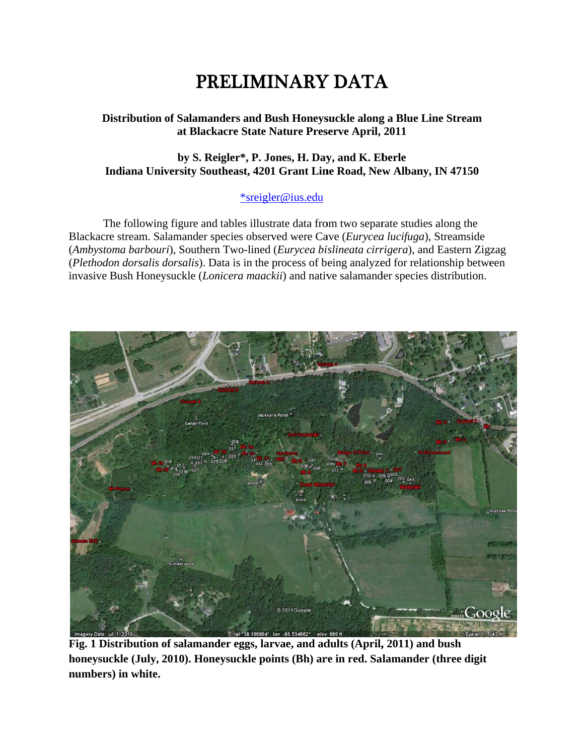# PRELIMINARY DATA

**Distribution of Salamanders and Bush Honeysuckle along a Blue Line Stream at Blackacre State Nature Preserve April, 2011**

**by S. Reigler*, P. Jones, H. Day, and K. Eberle**
**Indiana University Southeast, 4201 Grant Line Road, New Albany, IN 47150**

*sreigler@ius.edu

The following figure and tables illustrate data from two separate studies along the Blackacre stream. Salamander species observed were Cave (*Eurycea lucifuga*), Streamside (*Ambystoma barbouri*), Southern Two-lined (*Eurycea bislineata cirrigera*), and Eastern Zigzag (*Plethodon dorsalis dorsalis*). Data is in the process of being analyzed for relationship between invasive Bush Honeysuckle (*Lonicera maackii*) and native salamander species distribution.

**Fig. 1 Distribution of salamander eggs, larvae, and adults (April, 2011) and bush honeysuckle (July, 2010). Honeysuckle points (Bh) are in red. Salamander (three digit numbers) in white.**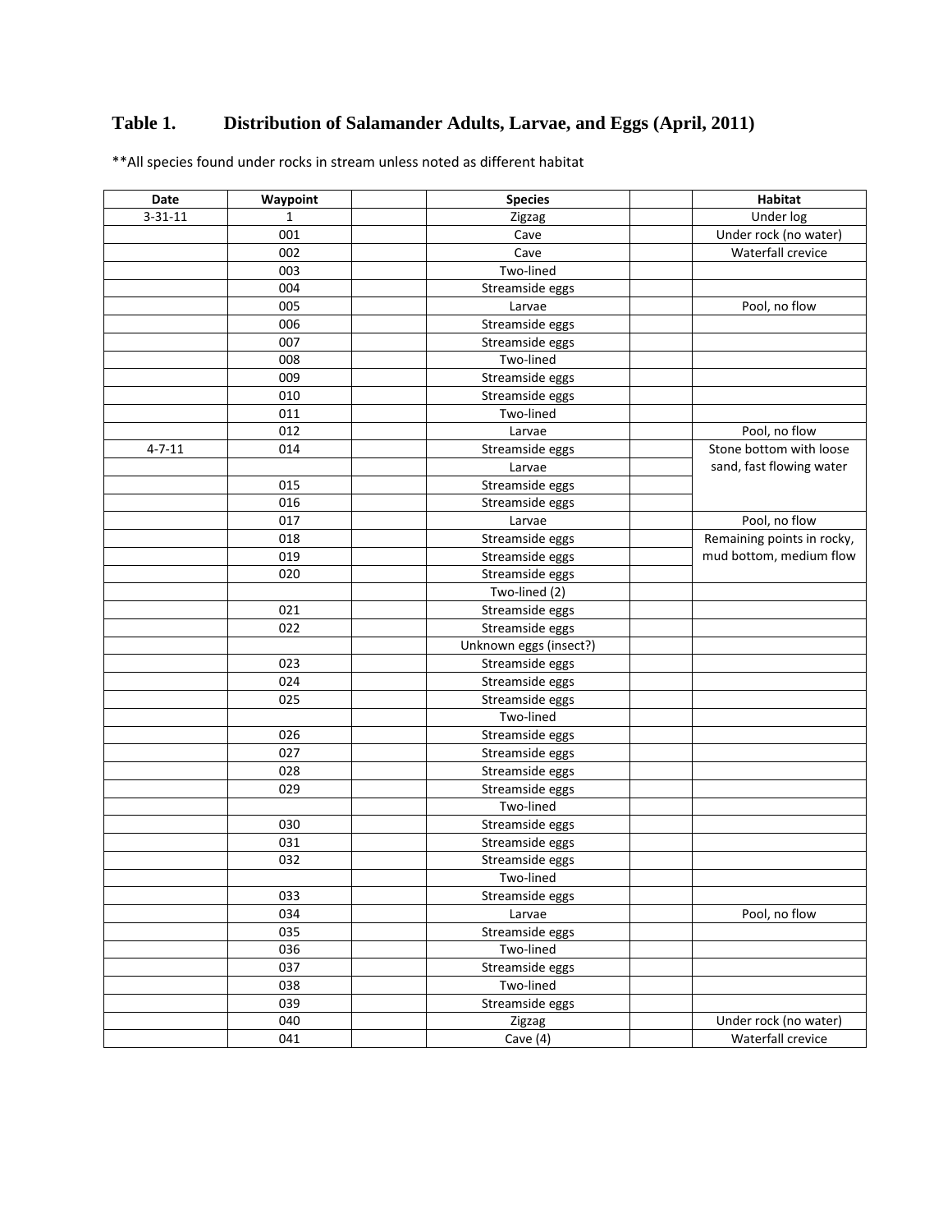**Table 1. Distribution of Salamander Adults, Larvae, and Eggs (April, 2011)**

**All species found under rocks in stream unless noted as different habitat

| Date | Waypoint | | Species | | Habitat |
|---|---|---|---|---|---|
| 3-31-11 | 1 | | Zigzag | | Under log |
| | 001 | | Cave | | Under rock (no water) |
| | 002 | | Cave | | Waterfall crevice |
| | 003 | | Two-lined | | |
| | 004 | | Streamside eggs | | |
| | 005 | | Larvae | | Pool, no flow |
| | 006 | | Streamside eggs | | |
| | 007 | | Streamside eggs | | |
| | 008 | | Two-lined | | |
| | 009 | | Streamside eggs | | |
| | 010 | | Streamside eggs | | |
| | 011 | | Two-lined | | |
| | 012 | | Larvae | | Pool, no flow |
| 4-7-11 | 014 | | Streamside eggs | | Stone bottom with loose sand, fast flowing water |
| | | | Larvae | | |
| | 015 | | Streamside eggs | | |
| | 016 | | Streamside eggs | | |
| | 017 | | Larvae | | Pool, no flow |
| | 018 | | Streamside eggs | | Remaining points in rocky, mud bottom, medium flow |
| | 019 | | Streamside eggs | | |
| | 020 | | Streamside eggs | | |
| | | | Two-lined (2) | | |
| | 021 | | Streamside eggs | | |
| | 022 | | Streamside eggs | | |
| | | | Unknown eggs (insect?) | | |
| | 023 | | Streamside eggs | | |
| | 024 | | Streamside eggs | | |
| | 025 | | Streamside eggs | | |
| | | | Two-lined | | |
| | 026 | | Streamside eggs | | |
| | 027 | | Streamside eggs | | |
| | 028 | | Streamside eggs | | |
| | 029 | | Streamside eggs | | |
| | | | Two-lined | | |
| | 030 | | Streamside eggs | | |
| | 031 | | Streamside eggs | | |
| | 032 | | Streamside eggs | | |
| | | | Two-lined | | |
| | 033 | | Streamside eggs | | |
| | 034 | | Larvae | | Pool, no flow |
| | 035 | | Streamside eggs | | |
| | 036 | | Two-lined | | |
| | 037 | | Streamside eggs | | |
| | 038 | | Two-lined | | |
| | 039 | | Streamside eggs | | |
| | 040 | | Zigzag | | Under rock (no water) |
| | 041 | | Cave (4) | | Waterfall crevice |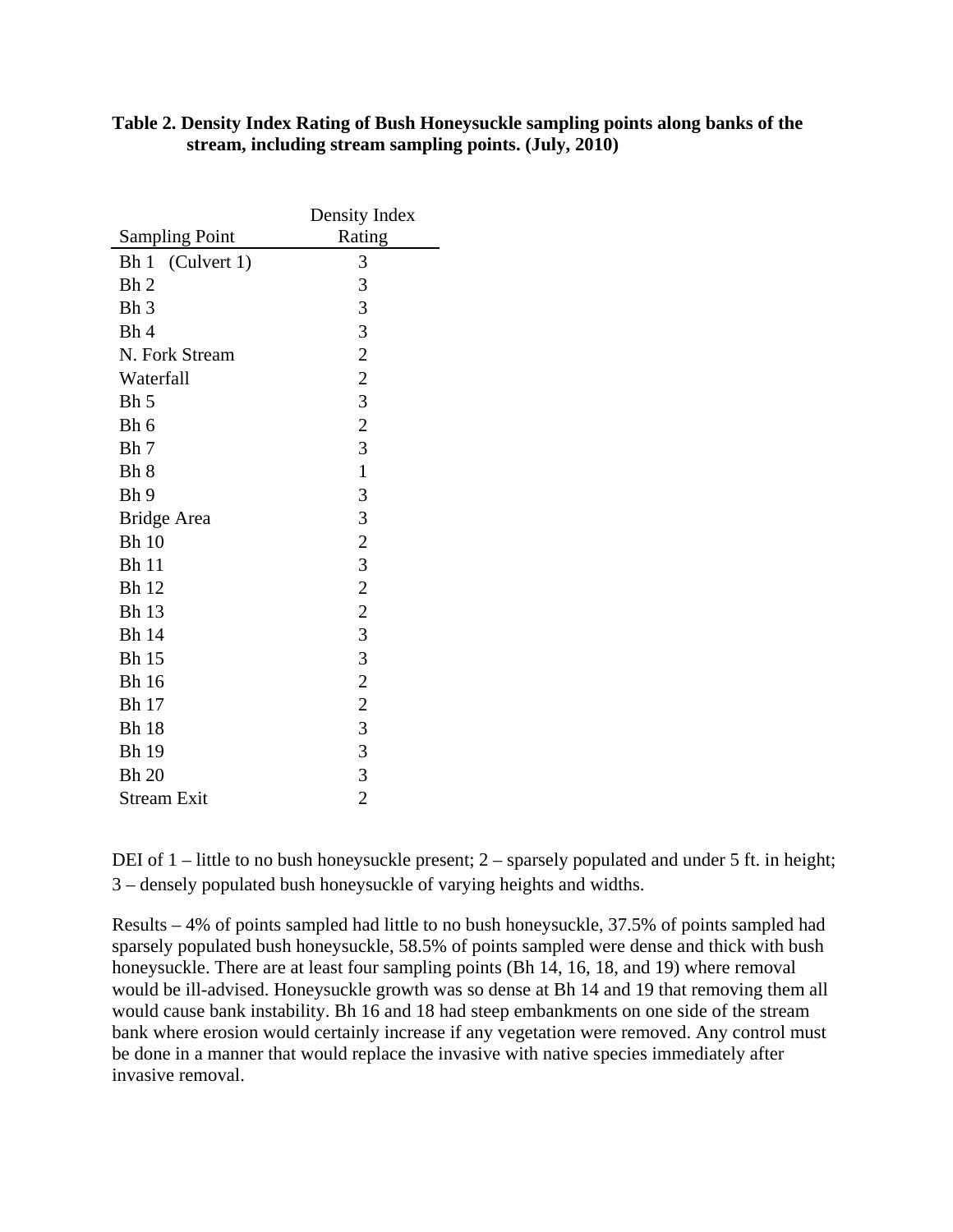**Table 2. Density Index Rating of Bush Honeysuckle sampling points along banks of the stream, including stream sampling points. (July, 2010)**

| Sampling Point | Density Index Rating |
|---|---|
| Bh 1 (Culvert 1) | 3 |
| Bh 2 | 3 |
| Bh 3 | 3 |
| Bh 4 | 3 |
| N. Fork Stream | 2 |
| Waterfall | 2 |
| Bh 5 | 3 |
| Bh 6 | 2 |
| Bh 7 | 3 |
| Bh 8 | 1 |
| Bh 9 | 3 |
| Bridge Area | 3 |
| Bh 10 | 2 |
| Bh 11 | 3 |
| Bh 12 | 2 |
| Bh 13 | 2 |
| Bh 14 | 3 |
| Bh 15 | 3 |
| Bh 16 | 2 |
| Bh 17 | 2 |
| Bh 18 | 3 |
| Bh 19 | 3 |
| Bh 20 | 3 |
| Stream Exit | 2 |

DEI of 1 – little to no bush honeysuckle present; 2 – sparsely populated and under 5 ft. in height; 3 – densely populated bush honeysuckle of varying heights and widths.

Results – 4% of points sampled had little to no bush honeysuckle, 37.5% of points sampled had sparsely populated bush honeysuckle, 58.5% of points sampled were dense and thick with bush honeysuckle. There are at least four sampling points (Bh 14, 16, 18, and 19) where removal would be ill-advised. Honeysuckle growth was so dense at Bh 14 and 19 that removing them all would cause bank instability. Bh 16 and 18 had steep embankments on one side of the stream bank where erosion would certainly increase if any vegetation were removed. Any control must be done in a manner that would replace the invasive with native species immediately after invasive removal.